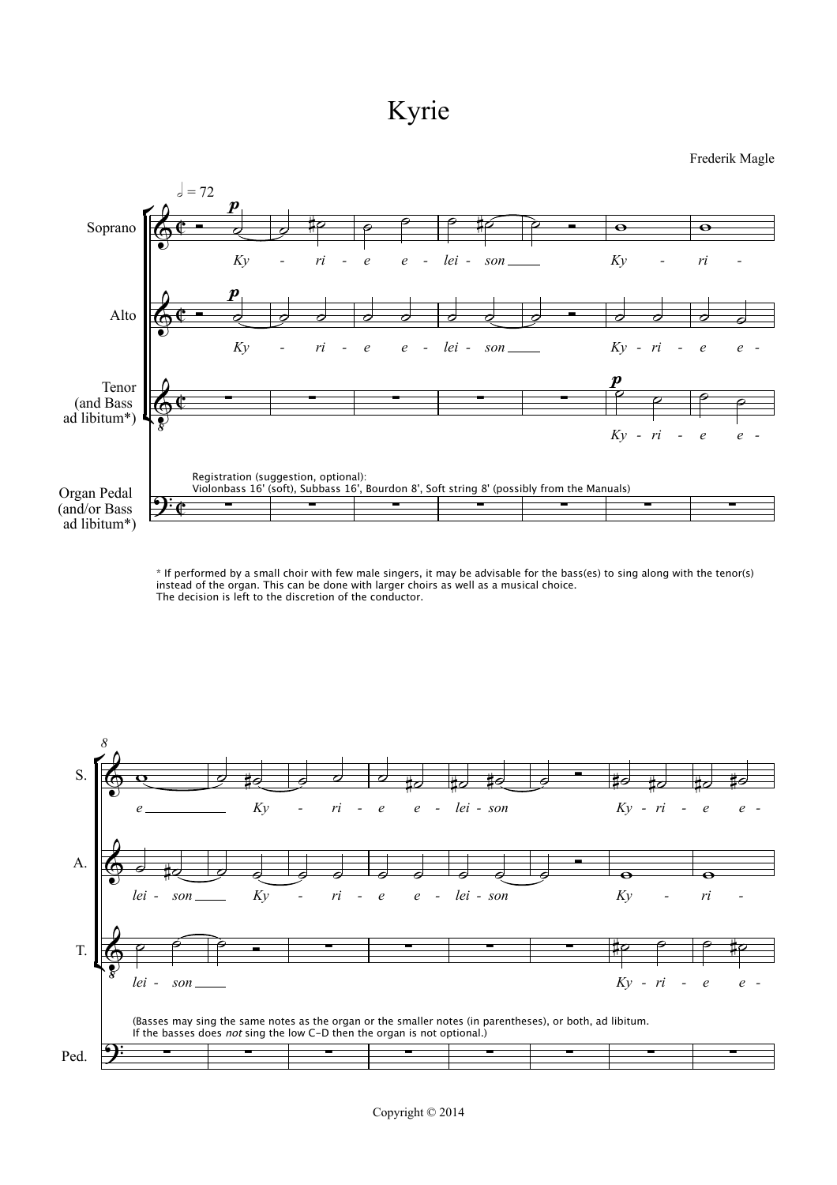# Kyrie

Frederik Magle

𝅗𝅥 = 72

Soprano

Alto

Tenor (and Bass ad libitum*)

Organ Pedal (and/or Bass ad libitum*)

Registration (suggestion, optional):
Violonbass 16' (soft), Subbass 16', Bourdon 8', Soft string 8' (possibly from the Manuals)

*Ky - ri - e e - lei - son Ky - ri - e e - lei - son*

\* If performed by a small choir with few male singers, it may be advisable for the bass(es) to sing along with the tenor(s) instead of the organ. This can be done with larger choirs as well as a musical choice.
The decision is left to the discretion of the conductor.

(Basses may sing the same notes as the organ or the smaller notes (in parentheses), or both, ad libitum.
If the basses does *not* sing the low C–D then the organ is not optional.)

Copyright © 2014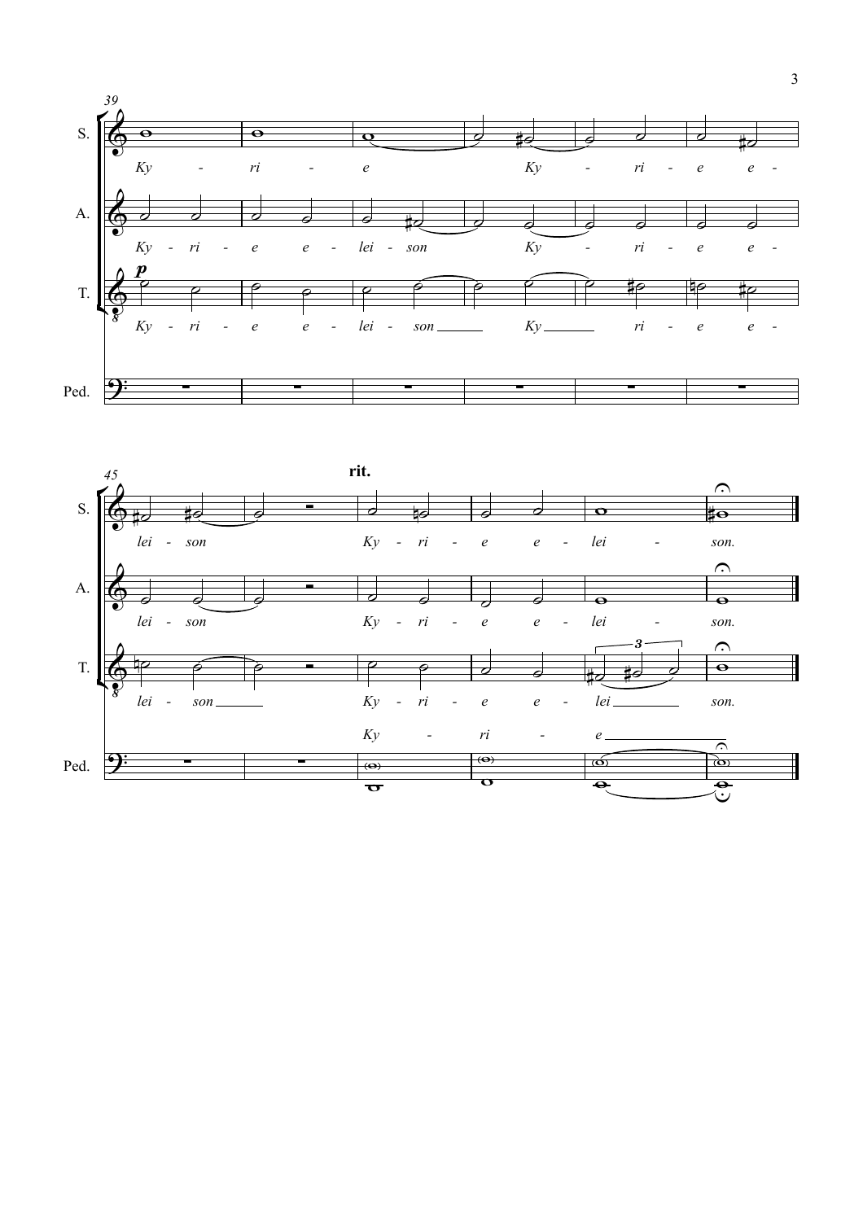S. Ky - ri - e Ky - ri - e e - lei - son Ky - ri - e e - lei - son.

A. Ky - ri - e e - lei - son Ky - ri - e e - lei - son Ky - ri - e e - lei - son.

T. *p* Ky - ri - e e - lei - son Ky ri - e e - lei - son Ky - ri - e e - lei son.

Ped. Ky - ri - e

**rit.**